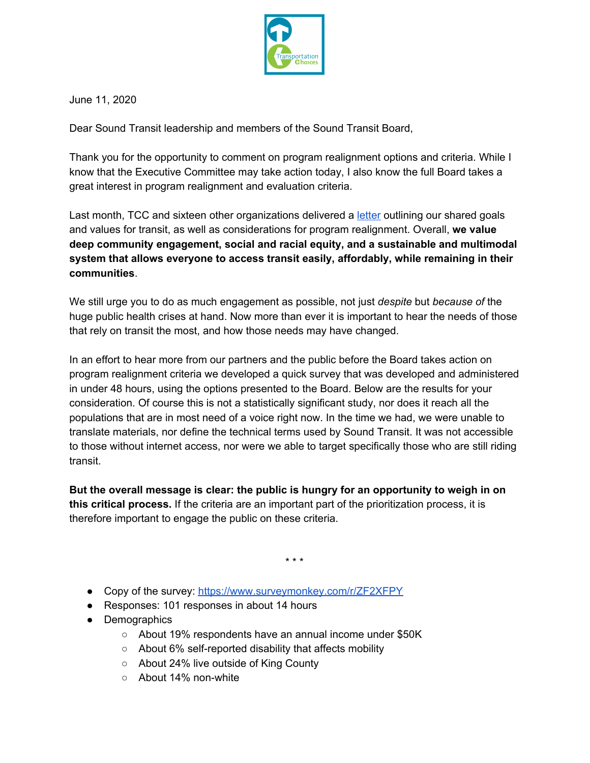June 11, 2020

Dear Sound Transit leadership and members of the Sound Transit Board,

Thank you for the opportunity to comment on program realignment options and criteria. While I know that the Executive Committee may take action today, I also know the full Board takes a great interest in program realignment and evaluation criteria.

Last month, TCC and sixteen other organizations delivered a letter outlining our shared goals and values for transit, as well as considerations for program realignment. Overall, **we value deep community engagement, social and racial equity, and a sustainable and multimodal system that allows everyone to access transit easily, affordably, while remaining in their communities**.

We still urge you to do as much engagement as possible, not just *despite* but *because of* the huge public health crises at hand. Now more than ever it is important to hear the needs of those that rely on transit the most, and how those needs may have changed.

In an effort to hear more from our partners and the public before the Board takes action on program realignment criteria we developed a quick survey that was developed and administered in under 48 hours, using the options presented to the Board. Below are the results for your consideration. Of course this is not a statistically significant study, nor does it reach all the populations that are in most need of a voice right now. In the time we had, we were unable to translate materials, nor define the technical terms used by Sound Transit. It was not accessible to those without internet access, nor were we able to target specifically those who are still riding transit.

**But the overall message is clear: the public is hungry for an opportunity to weigh in on this critical process.** If the criteria are an important part of the prioritization process, it is therefore important to engage the public on these criteria.

\* \* \*

- Copy of the survey: https://www.surveymonkey.com/r/ZF2XFPY
- Responses: 101 responses in about 14 hours
- Demographics
  - About 19% respondents have an annual income under $50K
  - About 6% self-reported disability that affects mobility
  - About 24% live outside of King County
  - About 14% non-white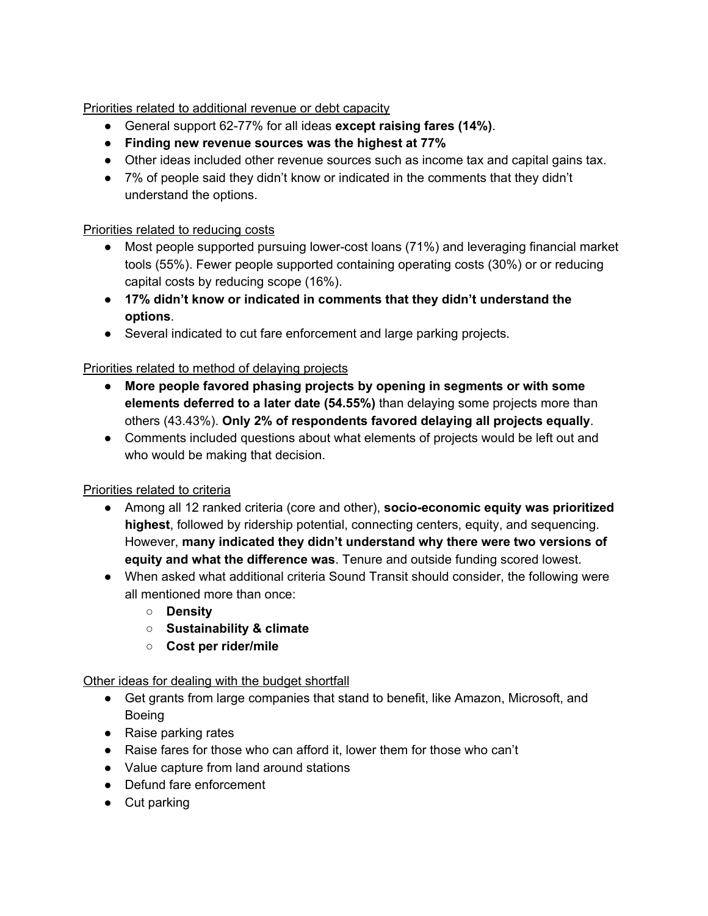Priorities related to additional revenue or debt capacity

- General support 62-77% for all ideas **except raising fares (14%)**.
- **Finding new revenue sources was the highest at 77%**
- Other ideas included other revenue sources such as income tax and capital gains tax.
- 7% of people said they didn't know or indicated in the comments that they didn't understand the options.

Priorities related to reducing costs

- Most people supported pursuing lower-cost loans (71%) and leveraging financial market tools (55%). Fewer people supported containing operating costs (30%) or or reducing capital costs by reducing scope (16%).
- **17% didn't know or indicated in comments that they didn't understand the options**.
- Several indicated to cut fare enforcement and large parking projects.

Priorities related to method of delaying projects

- **More people favored phasing projects by opening in segments or with some elements deferred to a later date (54.55%)** than delaying some projects more than others (43.43%). **Only 2% of respondents favored delaying all projects equally**.
- Comments included questions about what elements of projects would be left out and who would be making that decision.

Priorities related to criteria

- Among all 12 ranked criteria (core and other), **socio-economic equity was prioritized highest**, followed by ridership potential, connecting centers, equity, and sequencing. However, **many indicated they didn't understand why there were two versions of equity and what the difference was**. Tenure and outside funding scored lowest.
- When asked what additional criteria Sound Transit should consider, the following were all mentioned more than once:
  - **Density**
  - **Sustainability & climate**
  - **Cost per rider/mile**

Other ideas for dealing with the budget shortfall

- Get grants from large companies that stand to benefit, like Amazon, Microsoft, and Boeing
- Raise parking rates
- Raise fares for those who can afford it, lower them for those who can't
- Value capture from land around stations
- Defund fare enforcement
- Cut parking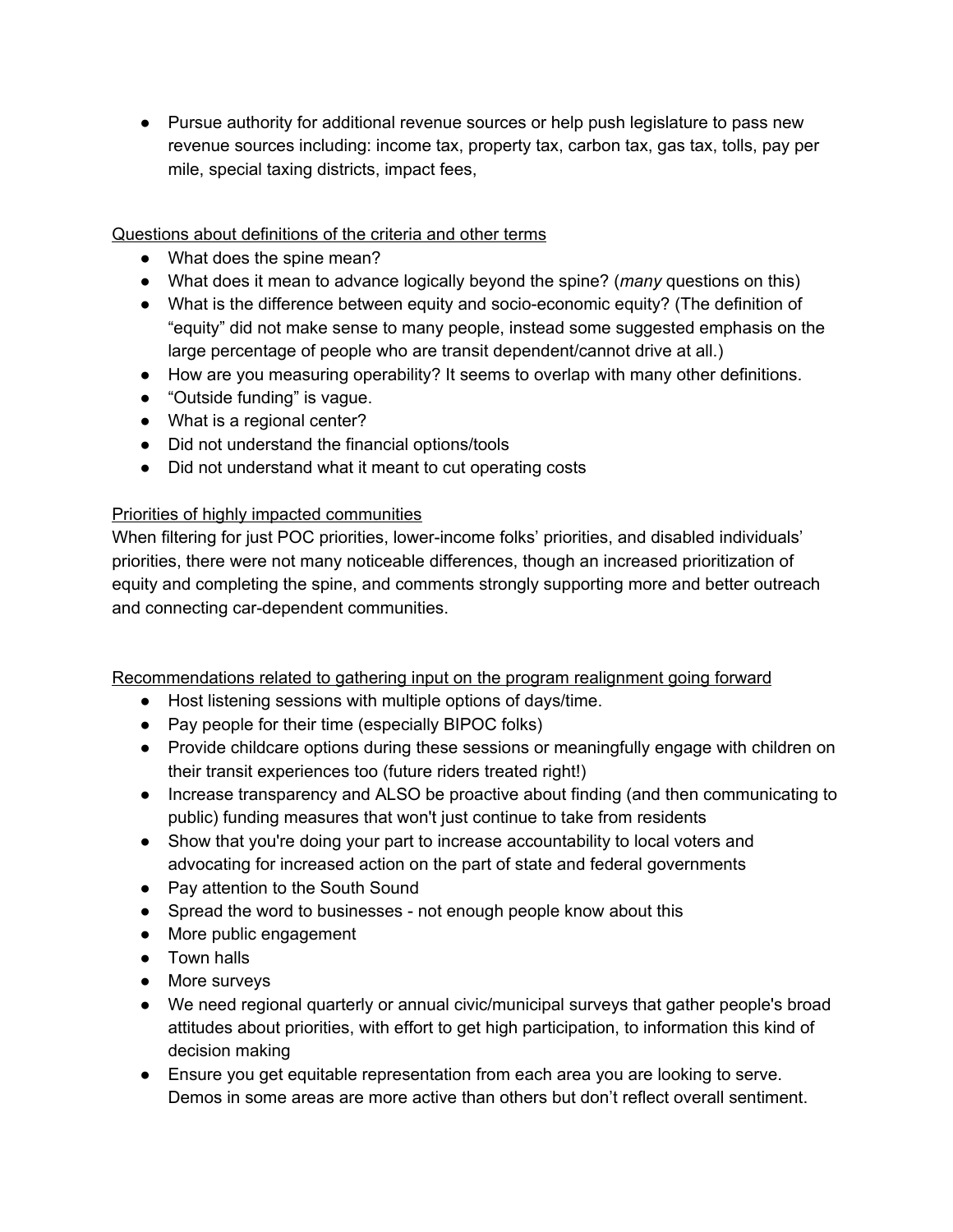- Pursue authority for additional revenue sources or help push legislature to pass new revenue sources including: income tax, property tax, carbon tax, gas tax, tolls, pay per mile, special taxing districts, impact fees,

<u>Questions about definitions of the criteria and other terms</u>

- What does the spine mean?
- What does it mean to advance logically beyond the spine? (*many* questions on this)
- What is the difference between equity and socio-economic equity? (The definition of "equity" did not make sense to many people, instead some suggested emphasis on the large percentage of people who are transit dependent/cannot drive at all.)
- How are you measuring operability? It seems to overlap with many other definitions.
- "Outside funding" is vague.
- What is a regional center?
- Did not understand the financial options/tools
- Did not understand what it meant to cut operating costs

<u>Priorities of highly impacted communities</u>

When filtering for just POC priorities, lower-income folks' priorities, and disabled individuals' priorities, there were not many noticeable differences, though an increased prioritization of equity and completing the spine, and comments strongly supporting more and better outreach and connecting car-dependent communities.

<u>Recommendations related to gathering input on the program realignment going forward</u>

- Host listening sessions with multiple options of days/time.
- Pay people for their time (especially BIPOC folks)
- Provide childcare options during these sessions or meaningfully engage with children on their transit experiences too (future riders treated right!)
- Increase transparency and ALSO be proactive about finding (and then communicating to public) funding measures that won't just continue to take from residents
- Show that you're doing your part to increase accountability to local voters and advocating for increased action on the part of state and federal governments
- Pay attention to the South Sound
- Spread the word to businesses - not enough people know about this
- More public engagement
- Town halls
- More surveys
- We need regional quarterly or annual civic/municipal surveys that gather people's broad attitudes about priorities, with effort to get high participation, to information this kind of decision making
- Ensure you get equitable representation from each area you are looking to serve. Demos in some areas are more active than others but don't reflect overall sentiment.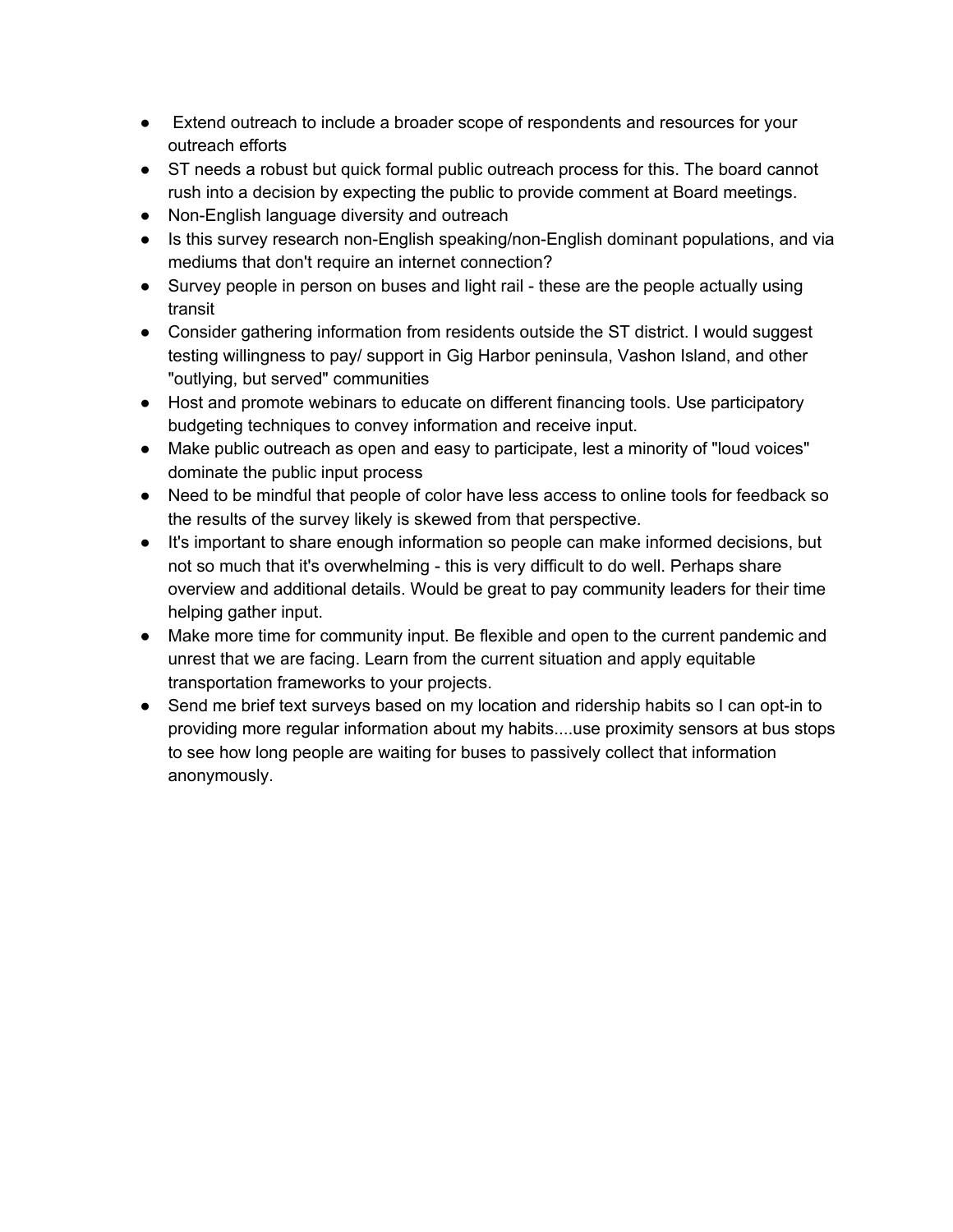- Extend outreach to include a broader scope of respondents and resources for your outreach efforts
- ST needs a robust but quick formal public outreach process for this. The board cannot rush into a decision by expecting the public to provide comment at Board meetings.
- Non-English language diversity and outreach
- Is this survey research non-English speaking/non-English dominant populations, and via mediums that don't require an internet connection?
- Survey people in person on buses and light rail - these are the people actually using transit
- Consider gathering information from residents outside the ST district. I would suggest testing willingness to pay/ support in Gig Harbor peninsula, Vashon Island, and other "outlying, but served" communities
- Host and promote webinars to educate on different financing tools. Use participatory budgeting techniques to convey information and receive input.
- Make public outreach as open and easy to participate, lest a minority of "loud voices" dominate the public input process
- Need to be mindful that people of color have less access to online tools for feedback so the results of the survey likely is skewed from that perspective.
- It's important to share enough information so people can make informed decisions, but not so much that it's overwhelming - this is very difficult to do well. Perhaps share overview and additional details. Would be great to pay community leaders for their time helping gather input.
- Make more time for community input. Be flexible and open to the current pandemic and unrest that we are facing. Learn from the current situation and apply equitable transportation frameworks to your projects.
- Send me brief text surveys based on my location and ridership habits so I can opt-in to providing more regular information about my habits....use proximity sensors at bus stops to see how long people are waiting for buses to passively collect that information anonymously.